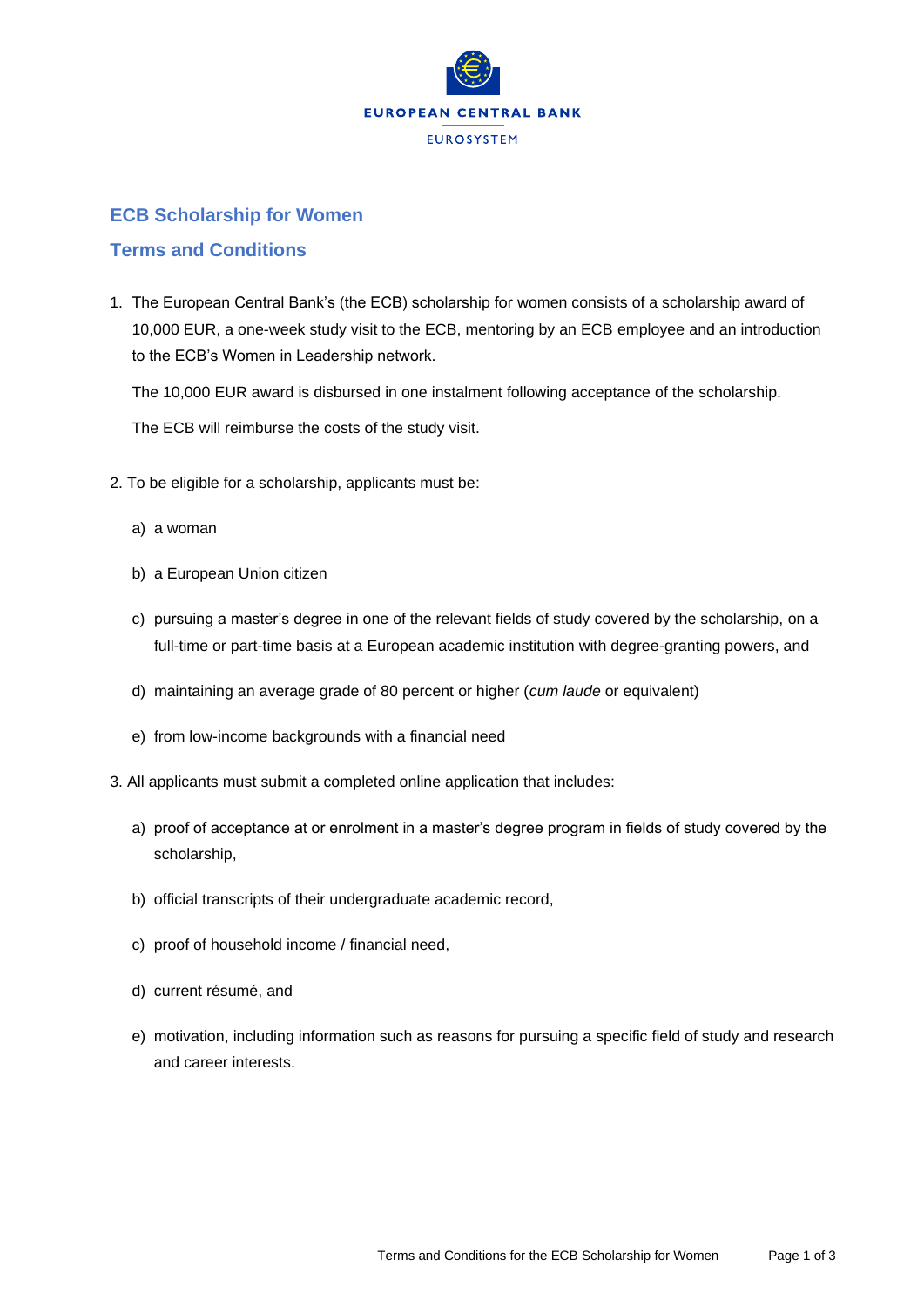EUROPEAN CENTRAL BANK

EUROSYSTEM

## ECB Scholarship for Women

## Terms and Conditions

1. The European Central Bank's (the ECB) scholarship for women consists of a scholarship award of 10,000 EUR, a one-week study visit to the ECB, mentoring by an ECB employee and an introduction to the ECB's Women in Leadership network.

   The 10,000 EUR award is disbursed in one instalment following acceptance of the scholarship.

   The ECB will reimburse the costs of the study visit.

2. To be eligible for a scholarship, applicants must be:

   a) a woman

   b) a European Union citizen

   c) pursuing a master's degree in one of the relevant fields of study covered by the scholarship, on a full-time or part-time basis at a European academic institution with degree-granting powers, and

   d) maintaining an average grade of 80 percent or higher (*cum laude* or equivalent)

   e) from low-income backgrounds with a financial need

3. All applicants must submit a completed online application that includes:

   a) proof of acceptance at or enrolment in a master's degree program in fields of study covered by the scholarship,

   b) official transcripts of their undergraduate academic record,

   c) proof of household income / financial need,

   d) current résumé, and

   e) motivation, including information such as reasons for pursuing a specific field of study and research and career interests.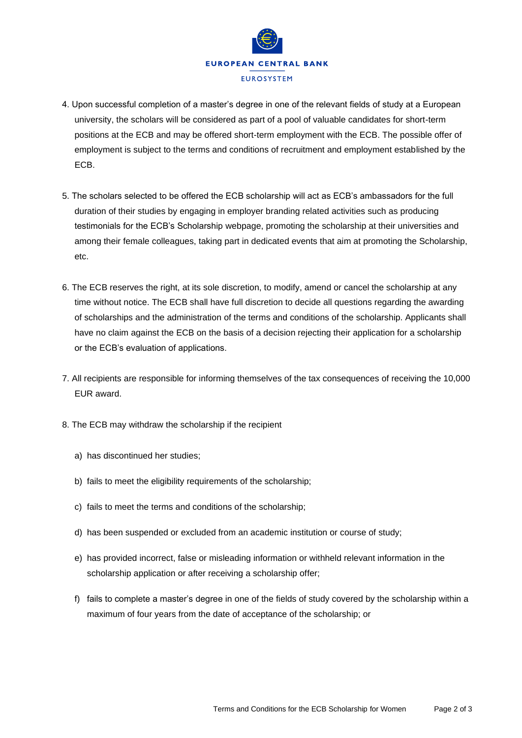4. Upon successful completion of a master's degree in one of the relevant fields of study at a European university, the scholars will be considered as part of a pool of valuable candidates for short-term positions at the ECB and may be offered short-term employment with the ECB. The possible offer of employment is subject to the terms and conditions of recruitment and employment established by the ECB.

5. The scholars selected to be offered the ECB scholarship will act as ECB's ambassadors for the full duration of their studies by engaging in employer branding related activities such as producing testimonials for the ECB's Scholarship webpage, promoting the scholarship at their universities and among their female colleagues, taking part in dedicated events that aim at promoting the Scholarship, etc.

6. The ECB reserves the right, at its sole discretion, to modify, amend or cancel the scholarship at any time without notice. The ECB shall have full discretion to decide all questions regarding the awarding of scholarships and the administration of the terms and conditions of the scholarship. Applicants shall have no claim against the ECB on the basis of a decision rejecting their application for a scholarship or the ECB's evaluation of applications.

7. All recipients are responsible for informing themselves of the tax consequences of receiving the 10,000 EUR award.

8. The ECB may withdraw the scholarship if the recipient

   a) has discontinued her studies;

   b) fails to meet the eligibility requirements of the scholarship;

   c) fails to meet the terms and conditions of the scholarship;

   d) has been suspended or excluded from an academic institution or course of study;

   e) has provided incorrect, false or misleading information or withheld relevant information in the scholarship application or after receiving a scholarship offer;

   f) fails to complete a master's degree in one of the fields of study covered by the scholarship within a maximum of four years from the date of acceptance of the scholarship; or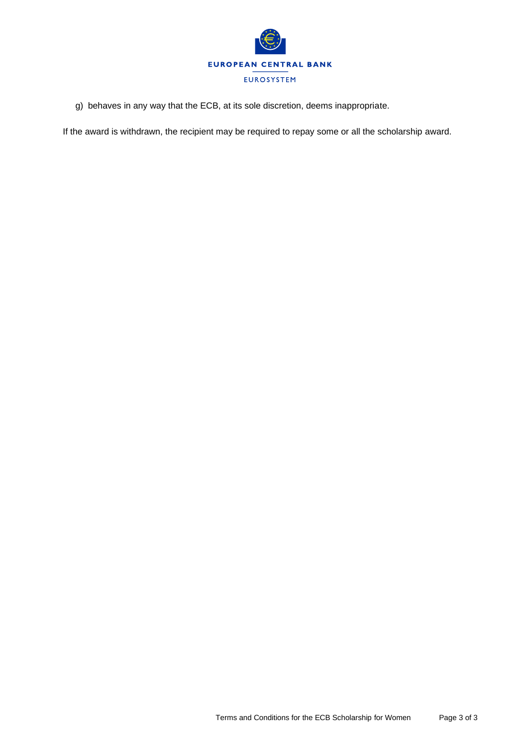g) behaves in any way that the ECB, at its sole discretion, deems inappropriate.

If the award is withdrawn, the recipient may be required to repay some or all the scholarship award.